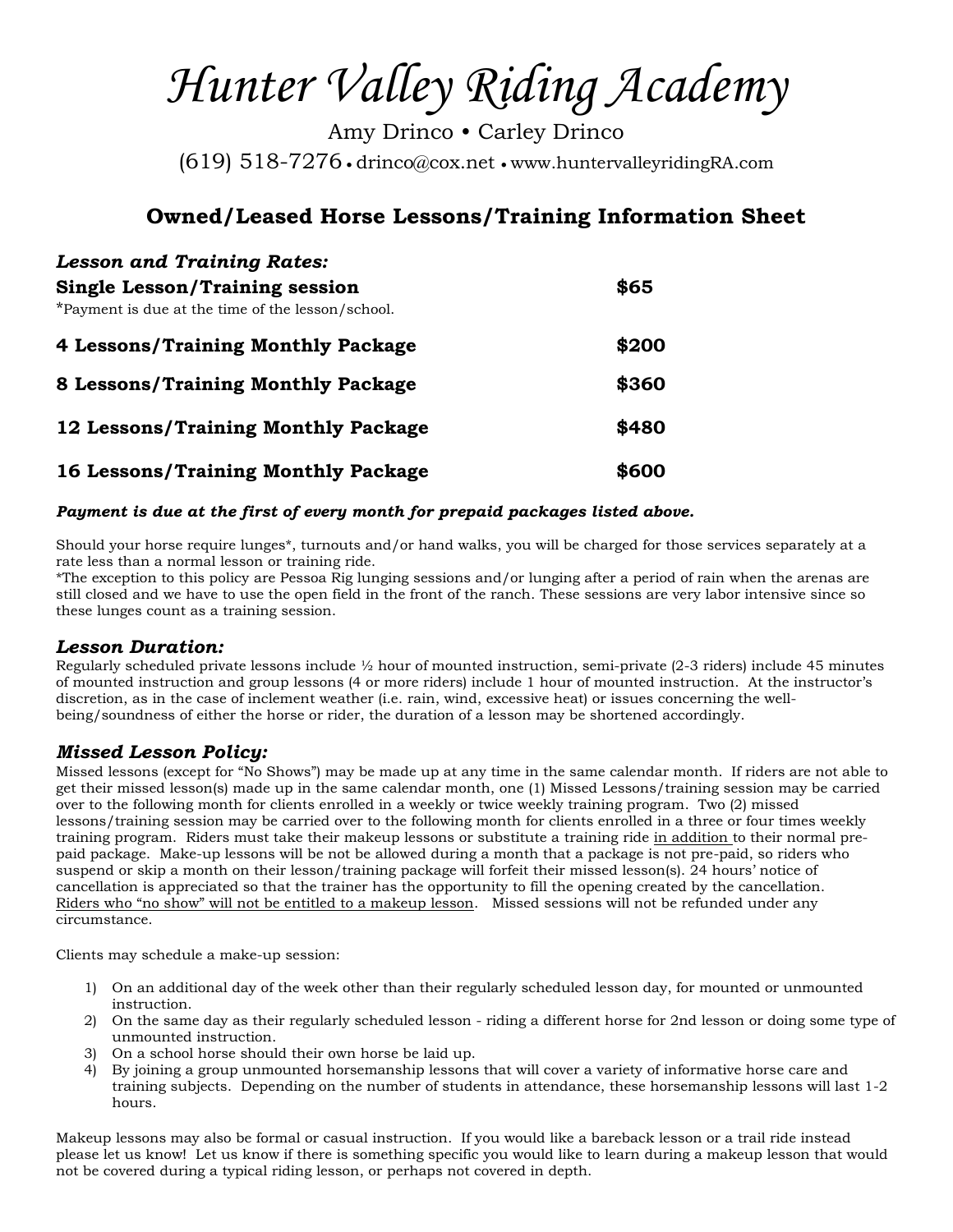# *Hunter Valley Riding Academy*

Amy Drinco • Carley Drinco

(619) 518-7276 • drinco@cox.net • www.huntervalleyridingRA.com

## Owned/Leased Horse Lessons/Training Information Sheet

### *Lesson and Training Rates:*

| | |
|---|---|
| **Single Lesson/Training session** | **$65** |
| *Payment is due at the time of the lesson/school. | |
| **4 Lessons/Training Monthly Package** | **$200** |
| **8 Lessons/Training Monthly Package** | **$360** |
| **12 Lessons/Training Monthly Package** | **$480** |
| **16 Lessons/Training Monthly Package** | **$600** |

***Payment is due at the first of every month for prepaid packages listed above.***

Should your horse require lunges*, turnouts and/or hand walks, you will be charged for those services separately at a rate less than a normal lesson or training ride.
*The exception to this policy are Pessoa Rig lunging sessions and/or lunging after a period of rain when the arenas are still closed and we have to use the open field in the front of the ranch. These sessions are very labor intensive since so these lunges count as a training session.

### *Lesson Duration:*

Regularly scheduled private lessons include ½ hour of mounted instruction, semi-private (2-3 riders) include 45 minutes of mounted instruction and group lessons (4 or more riders) include 1 hour of mounted instruction. At the instructor's discretion, as in the case of inclement weather (i.e. rain, wind, excessive heat) or issues concerning the well-being/soundness of either the horse or rider, the duration of a lesson may be shortened accordingly.

### *Missed Lesson Policy:*

Missed lessons (except for "No Shows") may be made up at any time in the same calendar month. If riders are not able to get their missed lesson(s) made up in the same calendar month, one (1) Missed Lessons/training session may be carried over to the following month for clients enrolled in a weekly or twice weekly training program. Two (2) missed lessons/training session may be carried over to the following month for clients enrolled in a three or four times weekly training program. Riders must take their makeup lessons or substitute a training ride <u>in addition</u> to their normal pre-paid package. Make-up lessons will be not be allowed during a month that a package is not pre-paid, so riders who suspend or skip a month on their lesson/training package will forfeit their missed lesson(s). 24 hours' notice of cancellation is appreciated so that the trainer has the opportunity to fill the opening created by the cancellation. <u>Riders who "no show" will not be entitled to a makeup lesson</u>. Missed sessions will not be refunded under any circumstance.

Clients may schedule a make-up session:

1) On an additional day of the week other than their regularly scheduled lesson day, for mounted or unmounted instruction.
2) On the same day as their regularly scheduled lesson - riding a different horse for 2nd lesson or doing some type of unmounted instruction.
3) On a school horse should their own horse be laid up.
4) By joining a group unmounted horsemanship lessons that will cover a variety of informative horse care and training subjects. Depending on the number of students in attendance, these horsemanship lessons will last 1-2 hours.

Makeup lessons may also be formal or casual instruction. If you would like a bareback lesson or a trail ride instead please let us know! Let us know if there is something specific you would like to learn during a makeup lesson that would not be covered during a typical riding lesson, or perhaps not covered in depth.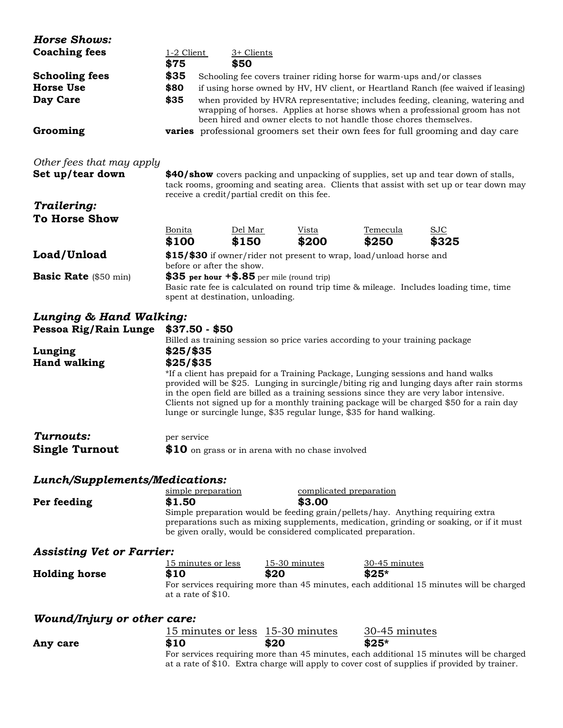## *Horse Shows:*

| | | |
|---|---|---|
| **Coaching fees** | 1-2 Client **$75** | 3+ Clients **$50** |
| **Schooling fees** | **$35** | Schooling fee covers trainer riding horse for warm-ups and/or classes |
| **Horse Use** | **$80** | if using horse owned by HV, HV client, or Heartland Ranch (fee waived if leasing) |
| **Day Care** | **$35** | when provided by HVRA representative; includes feeding, cleaning, watering and wrapping of horses. Applies at horse shows when a professional groom has not been hired and owner elects to not handle those chores themselves. |
| **Grooming** | **varies** | professional groomers set their own fees for full grooming and day care |

*Other fees that may apply*

**Set up/tear down** — **$40/show** covers packing and unpacking of supplies, set up and tear down of stalls, tack rooms, grooming and seating area. Clients that assist with set up or tear down may receive a credit/partial credit on this fee.

## *Trailering:*

**To Horse Show**

| Bonita | Del Mar | Vista | Temecula | SJC |
|---|---|---|---|---|
| **$100** | **$150** | **$200** | **$250** | **$325** |

**Load/Unload** — **$15/$30** if owner/rider not present to wrap, load/unload horse and before or after the show.

**Basic Rate** ($50 min) — **$35 per hour +$.85** per mile (round trip)
Basic rate fee is calculated on round trip time & mileage. Includes loading time, time spent at destination, unloading.

## *Lunging & Hand Walking:*

**Pessoa Rig/Rain Lunge** — **$37.50 - $50**
Billed as training session so price varies according to your training package

**Lunging** — **$25/$35**

**Hand walking** — **$25/$35**

*If a client has prepaid for a Training Package, Lunging sessions and hand walks provided will be $25. Lunging in surcingle/biting rig and lunging days after rain storms in the open field are billed as a training sessions since they are very labor intensive. Clients not signed up for a monthly training package will be charged $50 for a rain day lunge or surcingle lunge, $35 regular lunge, $35 for hand walking.

## *Turnouts:*

per service

**Single Turnout** — **$10** on grass or in arena with no chase involved

## *Lunch/Supplements/Medications:*

| | simple preparation | complicated preparation |
|---|---|---|
| **Per feeding** | **$1.50** | **$3.00** |

Simple preparation would be feeding grain/pellets/hay. Anything requiring extra preparations such as mixing supplements, medication, grinding or soaking, or if it must be given orally, would be considered complicated preparation.

## *Assisting Vet or Farrier:*

| | 15 minutes or less | 15-30 minutes | 30-45 minutes |
|---|---|---|---|
| **Holding horse** | **$10** | **$20** | **$25*** |

For services requiring more than 45 minutes, each additional 15 minutes will be charged at a rate of $10.

## *Wound/Injury or other care:*

| | 15 minutes or less | 15-30 minutes | 30-45 minutes |
|---|---|---|---|
| **Any care** | **$10** | **$20** | **$25*** |

For services requiring more than 45 minutes, each additional 15 minutes will be charged at a rate of $10. Extra charge will apply to cover cost of supplies if provided by trainer.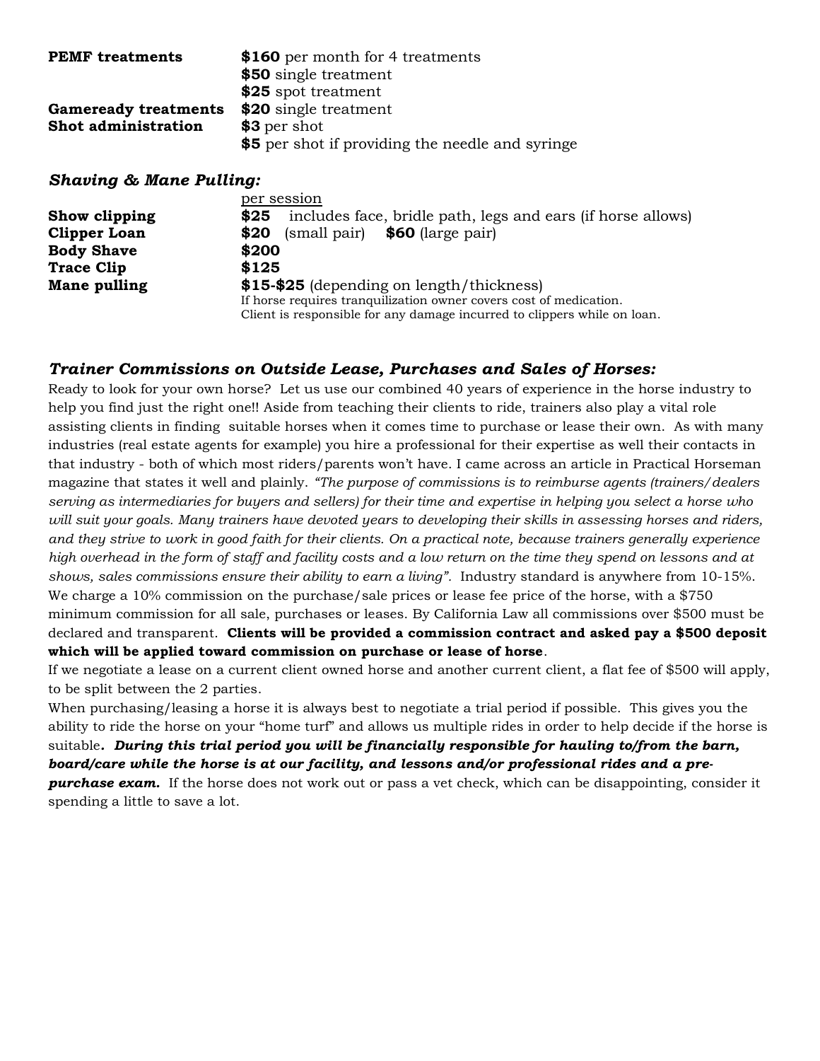| | | |
|---|---|---|
| **PEMF treatments** | **$160** per month for 4 treatments | |
| | **$50** single treatment | |
| | **$25** spot treatment | |
| **Gameready treatments** | **$20** single treatment | |
| **Shot administration** | **$3** per shot | |
| | **$5** per shot if providing the needle and syringe | |

### *Shaving & Mane Pulling:*

| | per session |
|---|---|
| **Show clipping** | **$25** includes face, bridle path, legs and ears (if horse allows) |
| **Clipper Loan** | **$20** (small pair) **$60** (large pair) |
| **Body Shave** | **$200** |
| **Trace Clip** | **$125** |
| **Mane pulling** | **$15-$25** (depending on length/thickness) |

If horse requires tranquilization owner covers cost of medication.
Client is responsible for any damage incurred to clippers while on loan.

### *Trainer Commissions on Outside Lease, Purchases and Sales of Horses:*

Ready to look for your own horse? Let us use our combined 40 years of experience in the horse industry to help you find just the right one!! Aside from teaching their clients to ride, trainers also play a vital role assisting clients in finding suitable horses when it comes time to purchase or lease their own. As with many industries (real estate agents for example) you hire a professional for their expertise as well their contacts in that industry - both of which most riders/parents won't have. I came across an article in Practical Horseman magazine that states it well and plainly. *"The purpose of commissions is to reimburse agents (trainers/dealers serving as intermediaries for buyers and sellers) for their time and expertise in helping you select a horse who will suit your goals. Many trainers have devoted years to developing their skills in assessing horses and riders, and they strive to work in good faith for their clients. On a practical note, because trainers generally experience high overhead in the form of staff and facility costs and a low return on the time they spend on lessons and at shows, sales commissions ensure their ability to earn a living".* Industry standard is anywhere from 10-15%. We charge a 10% commission on the purchase/sale prices or lease fee price of the horse, with a $750 minimum commission for all sale, purchases or leases. By California Law all commissions over $500 must be declared and transparent. **Clients will be provided a commission contract and asked pay a $500 deposit which will be applied toward commission on purchase or lease of horse**.

If we negotiate a lease on a current client owned horse and another current client, a flat fee of $500 will apply, to be split between the 2 parties.

When purchasing/leasing a horse it is always best to negotiate a trial period if possible. This gives you the ability to ride the horse on your "home turf" and allows us multiple rides in order to help decide if the horse is suitable***. During this trial period you will be financially responsible for hauling to/from the barn, board/care while the horse is at our facility, and lessons and/or professional rides and a pre-purchase exam.*** If the horse does not work out or pass a vet check, which can be disappointing, consider it spending a little to save a lot.